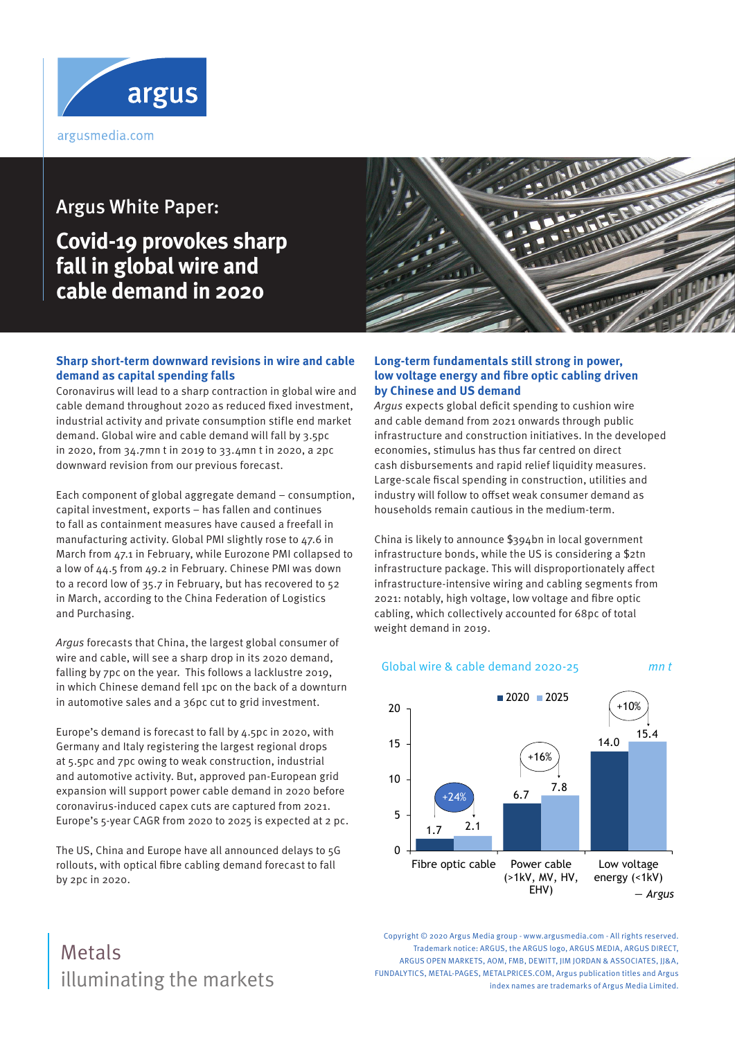# Argus White Paper:

# Covid-19 provokes sharp fall in global wire and cable demand in 2020

## Sharp short-term downward revisions in wire and cable demand as capital spending falls

Coronavirus will lead to a sharp contraction in global wire and cable demand throughout 2020 as reduced fixed investment, industrial activity and private consumption stifle end market demand. Global wire and cable demand will fall by 3.5pc in 2020, from 34.7mn t in 2019 to 33.4mn t in 2020, a 2pc downward revision from our previous forecast.

Each component of global aggregate demand – consumption, capital investment, exports – has fallen and continues to fall as containment measures have caused a freefall in manufacturing activity. Global PMI slightly rose to 47.6 in March from 47.1 in February, while Eurozone PMI collapsed to a low of 44.5 from 49.2 in February. Chinese PMI was down to a record low of 35.7 in February, but has recovered to 52 in March, according to the China Federation of Logistics and Purchasing.

*Argus* forecasts that China, the largest global consumer of wire and cable, will see a sharp drop in its 2020 demand, falling by 7pc on the year. This follows a lacklustre 2019, in which Chinese demand fell 1pc on the back of a downturn in automotive sales and a 36pc cut to grid investment.

Europe's demand is forecast to fall by 4.5pc in 2020, with Germany and Italy registering the largest regional drops at 5.5pc and 7pc owing to weak construction, industrial and automotive activity. But, approved pan-European grid expansion will support power cable demand in 2020 before coronavirus-induced capex cuts are captured from 2021. Europe's 5-year CAGR from 2020 to 2025 is expected at 2 pc.

The US, China and Europe have all announced delays to 5G rollouts, with optical fibre cabling demand forecast to fall by 2pc in 2020.

## Long-term fundamentals still strong in power, low voltage energy and fibre optic cabling driven by Chinese and US demand

*Argus* expects global deficit spending to cushion wire and cable demand from 2021 onwards through public infrastructure and construction initiatives. In the developed economies, stimulus has thus far centred on direct cash disbursements and rapid relief liquidity measures. Large-scale fiscal spending in construction, utilities and industry will follow to offset weak consumer demand as households remain cautious in the medium-term.

China is likely to announce $394bn in local government infrastructure bonds, while the US is considering a $2tn infrastructure package. This will disproportionately affect infrastructure-intensive wiring and cabling segments from 2021: notably, high voltage, low voltage and fibre optic cabling, which collectively accounted for 68pc of total weight demand in 2019.

**Global wire & cable demand 2020-25** (mn t)

| | 2020 | 2025 | Change |
|---|---|---|---|
| Fibre optic cable | 1.7 | 2.1 | +24% |
| Power cable (>1kV, MV, HV, EHV) | 6.7 | 7.8 | +16% |
| Low voltage energy (<1kV) | 14.0 | 15.4 | +10% |

— *Argus*

Metals
illuminating the markets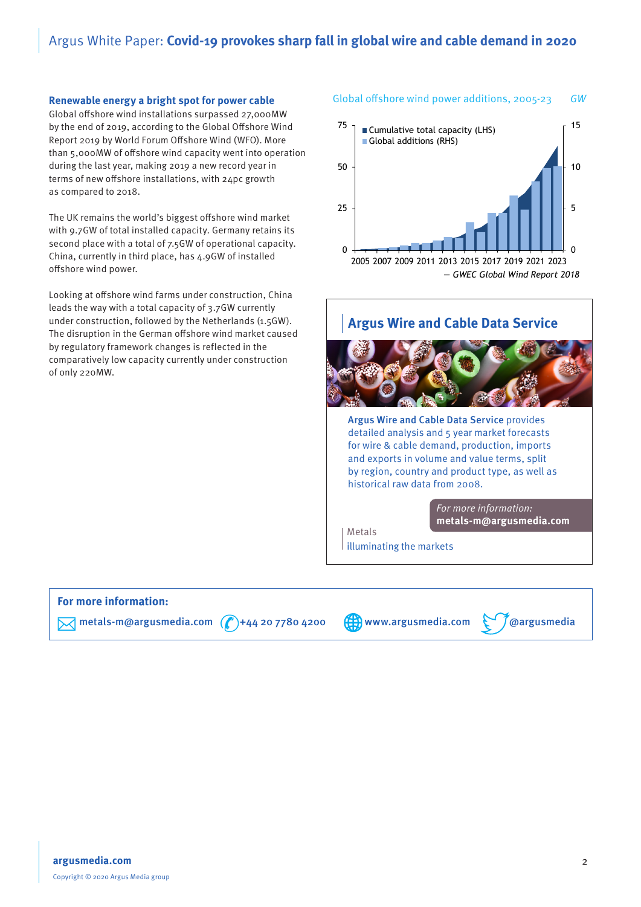## Renewable energy a bright spot for power cable

Global offshore wind installations surpassed 27,000MW by the end of 2019, according to the Global Offshore Wind Report 2019 by World Forum Offshore Wind (WFO). More than 5,000MW of offshore wind capacity went into operation during the last year, making 2019 a new record year in terms of new offshore installations, with 24pc growth as compared to 2018.

The UK remains the world's biggest offshore wind market with 9.7GW of total installed capacity. Germany retains its second place with a total of 7.5GW of operational capacity. China, currently in third place, has 4.9GW of installed offshore wind power.

Looking at offshore wind farms under construction, China leads the way with a total capacity of 3.7GW currently under construction, followed by the Netherlands (1.5GW). The disruption in the German offshore wind market caused by regulatory framework changes is reflected in the comparatively low capacity currently under construction of only 220MW.

Global offshore wind power additions, 2005-23 *GW*

Cumulative total capacity (LHS)
Global additions (RHS)

75, 50, 25, 0
15, 10, 5, 0

2005 2007 2009 2011 2013 2015 2017 2019 2021 2023

*— GWEC Global Wind Report 2018*

## Argus Wire and Cable Data Service

**Argus Wire and Cable Data Service** provides detailed analysis and 5 year market forecasts for wire & cable demand, production, imports and exports in volume and value terms, split by region, country and product type, as well as historical raw data from 2008.

*For more information:*
**metals-m@argusmedia.com**

Metals
illuminating the markets

**For more information:**

metals-m@argusmedia.com | +44 20 7780 4200 | www.argusmedia.com | @argusmedia

**argusmedia.com**
Copyright © 2020 Argus Media group